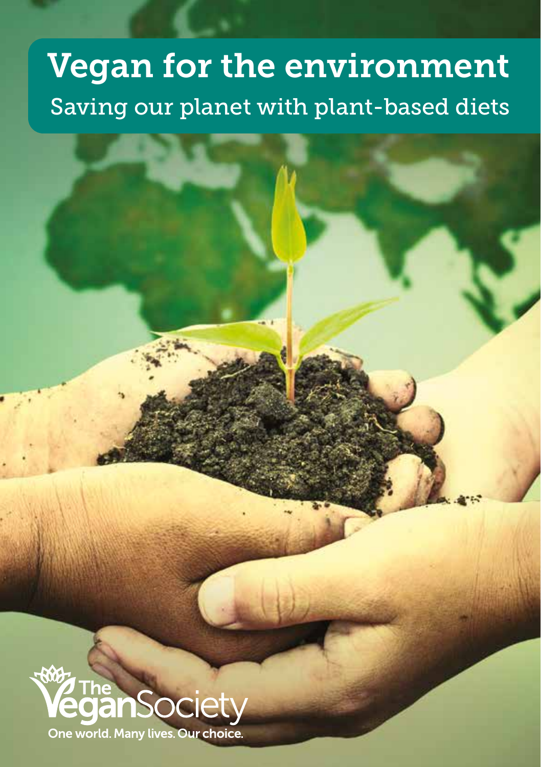# Vegan for the environment

## Saving our planet with plant-based diets

The Vegan Society

One world. Many lives. Our choice.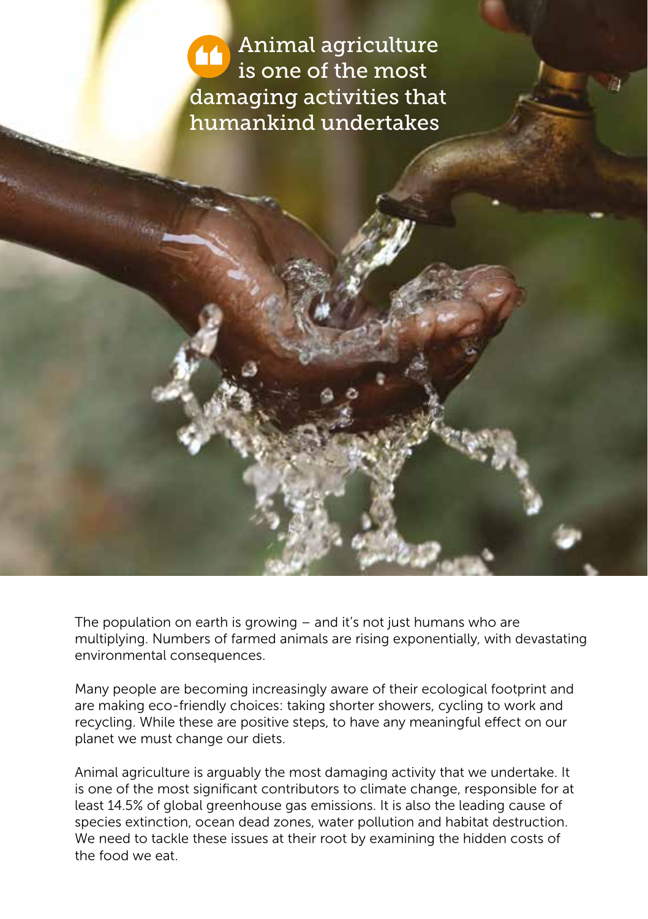> Animal agriculture is one of the most damaging activities that humankind undertakes

The population on earth is growing – and it's not just humans who are multiplying. Numbers of farmed animals are rising exponentially, with devastating environmental consequences.

Many people are becoming increasingly aware of their ecological footprint and are making eco-friendly choices: taking shorter showers, cycling to work and recycling. While these are positive steps, to have any meaningful effect on our planet we must change our diets.

Animal agriculture is arguably the most damaging activity that we undertake. It is one of the most significant contributors to climate change, responsible for at least 14.5% of global greenhouse gas emissions. It is also the leading cause of species extinction, ocean dead zones, water pollution and habitat destruction. We need to tackle these issues at their root by examining the hidden costs of the food we eat.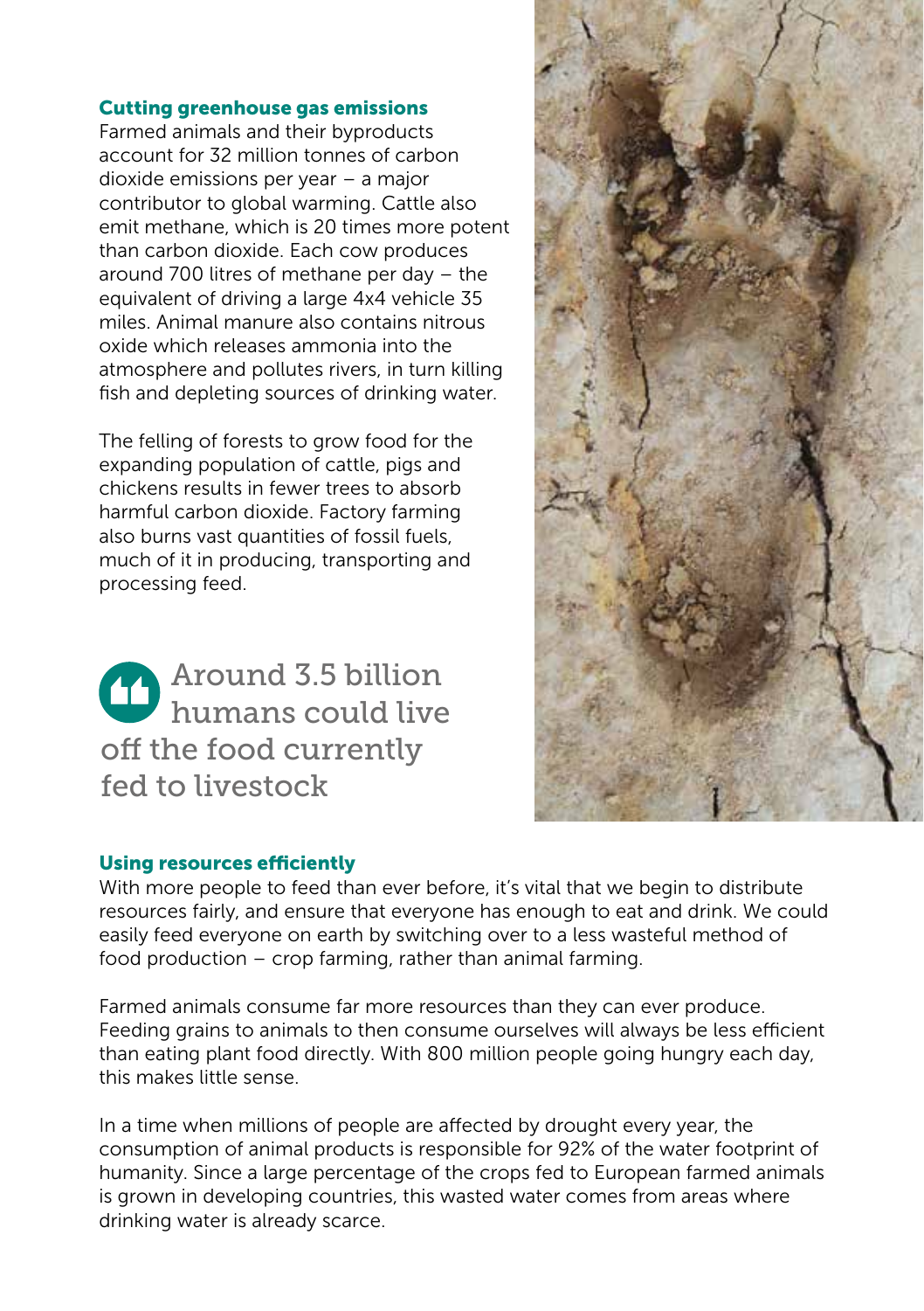## Cutting greenhouse gas emissions

Farmed animals and their byproducts account for 32 million tonnes of carbon dioxide emissions per year – a major contributor to global warming. Cattle also emit methane, which is 20 times more potent than carbon dioxide. Each cow produces around 700 litres of methane per day – the equivalent of driving a large 4x4 vehicle 35 miles. Animal manure also contains nitrous oxide which releases ammonia into the atmosphere and pollutes rivers, in turn killing fish and depleting sources of drinking water.

The felling of forests to grow food for the expanding population of cattle, pigs and chickens results in fewer trees to absorb harmful carbon dioxide. Factory farming also burns vast quantities of fossil fuels, much of it in producing, transporting and processing feed.

> Around 3.5 billion humans could live off the food currently fed to livestock

## Using resources efficiently

With more people to feed than ever before, it's vital that we begin to distribute resources fairly, and ensure that everyone has enough to eat and drink. We could easily feed everyone on earth by switching over to a less wasteful method of food production – crop farming, rather than animal farming.

Farmed animals consume far more resources than they can ever produce. Feeding grains to animals to then consume ourselves will always be less efficient than eating plant food directly. With 800 million people going hungry each day, this makes little sense.

In a time when millions of people are affected by drought every year, the consumption of animal products is responsible for 92% of the water footprint of humanity. Since a large percentage of the crops fed to European farmed animals is grown in developing countries, this wasted water comes from areas where drinking water is already scarce.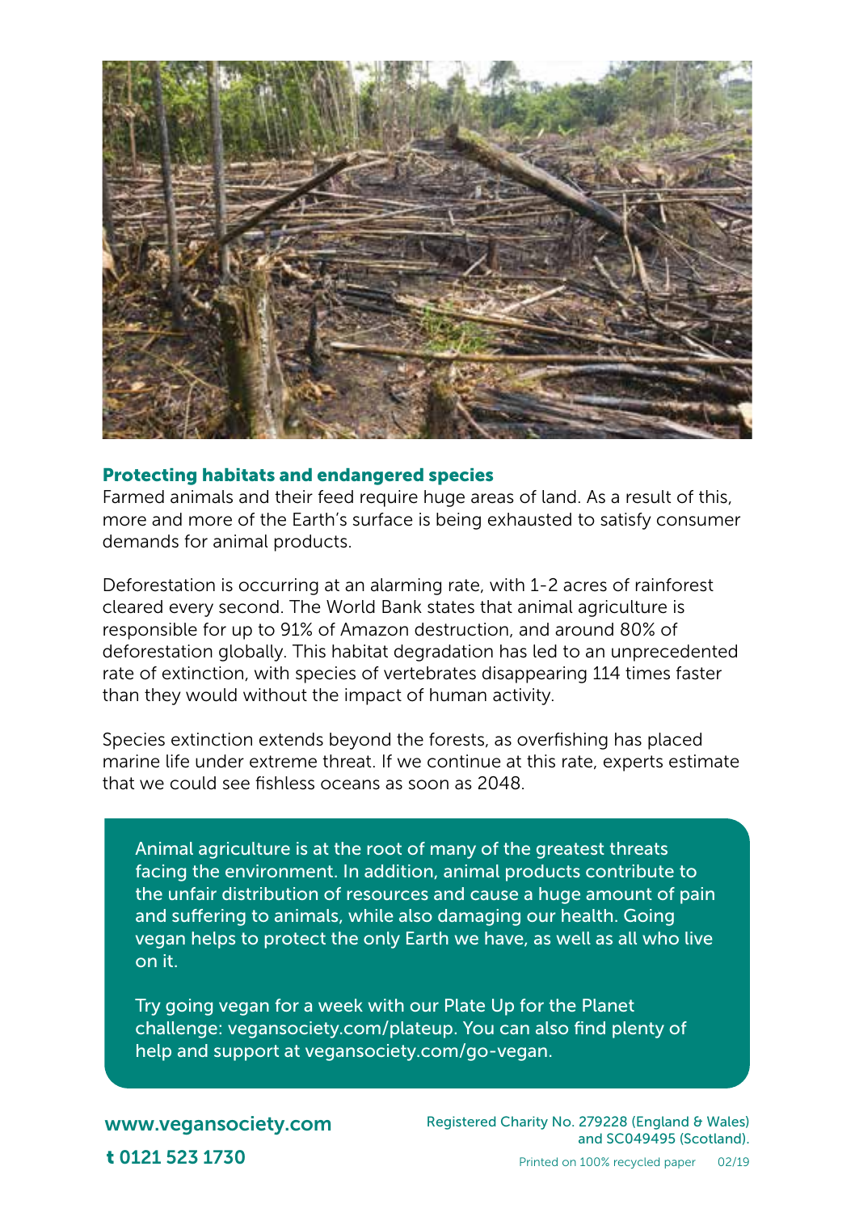## Protecting habitats and endangered species

Farmed animals and their feed require huge areas of land. As a result of this, more and more of the Earth's surface is being exhausted to satisfy consumer demands for animal products.

Deforestation is occurring at an alarming rate, with 1-2 acres of rainforest cleared every second. The World Bank states that animal agriculture is responsible for up to 91% of Amazon destruction, and around 80% of deforestation globally. This habitat degradation has led to an unprecedented rate of extinction, with species of vertebrates disappearing 114 times faster than they would without the impact of human activity.

Species extinction extends beyond the forests, as overfishing has placed marine life under extreme threat. If we continue at this rate, experts estimate that we could see fishless oceans as soon as 2048.

Animal agriculture is at the root of many of the greatest threats facing the environment. In addition, animal products contribute to the unfair distribution of resources and cause a huge amount of pain and suffering to animals, while also damaging our health. Going vegan helps to protect the only Earth we have, as well as all who live on it.

Try going vegan for a week with our Plate Up for the Planet challenge: vegansociety.com/plateup. You can also find plenty of help and support at vegansociety.com/go-vegan.

**www.vegansociety.com**

**t 0121 523 1730**

Registered Charity No. 279228 (England & Wales) and SC049495 (Scotland).

Printed on 100% recycled paper 02/19